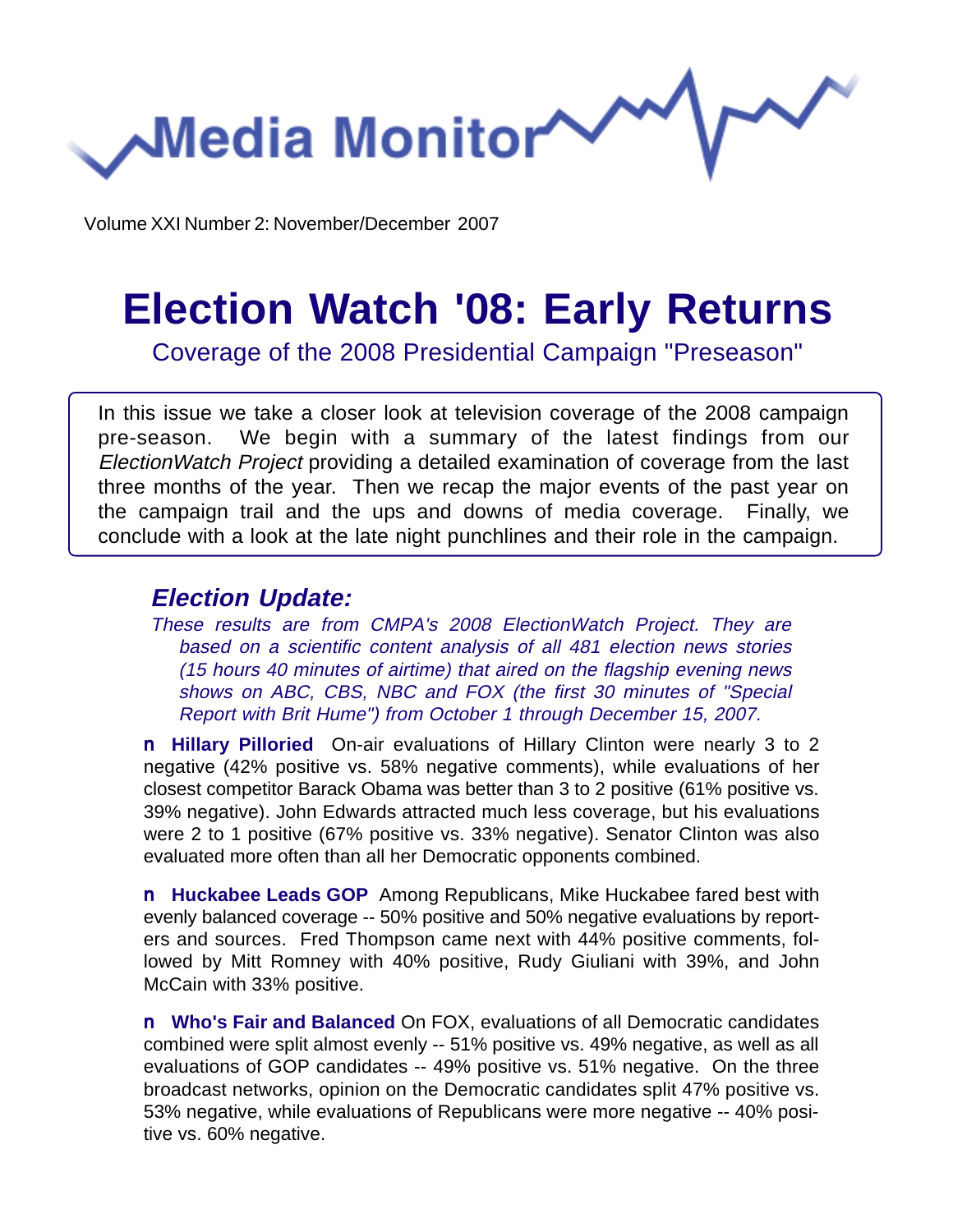# Media Monitor

Volume XXI Number 2: November/December 2007

# Election Watch '08: Early Returns

## Coverage of the 2008 Presidential Campaign "Preseason"

In this issue we take a closer look at television coverage of the 2008 campaign pre-season. We begin with a summary of the latest findings from our *ElectionWatch Project* providing a detailed examination of coverage from the last three months of the year. Then we recap the major events of the past year on the campaign trail and the ups and downs of media coverage. Finally, we conclude with a look at the late night punchlines and their role in the campaign.

### *Election Update:*

*These results are from CMPA's 2008 ElectionWatch Project. They are based on a scientific content analysis of all 481 election news stories (15 hours 40 minutes of airtime) that aired on the flagship evening news shows on ABC, CBS, NBC and FOX (the first 30 minutes of "Special Report with Brit Hume") from October 1 through December 15, 2007.*

- **Hillary Pilloried** On-air evaluations of Hillary Clinton were nearly 3 to 2 negative (42% positive vs. 58% negative comments), while evaluations of her closest competitor Barack Obama was better than 3 to 2 positive (61% positive vs. 39% negative). John Edwards attracted much less coverage, but his evaluations were 2 to 1 positive (67% positive vs. 33% negative). Senator Clinton was also evaluated more often than all her Democratic opponents combined.

- **Huckabee Leads GOP** Among Republicans, Mike Huckabee fared best with evenly balanced coverage -- 50% positive and 50% negative evaluations by reporters and sources. Fred Thompson came next with 44% positive comments, followed by Mitt Romney with 40% positive, Rudy Giuliani with 39%, and John McCain with 33% positive.

- **Who's Fair and Balanced** On FOX, evaluations of all Democratic candidates combined were split almost evenly -- 51% positive vs. 49% negative, as well as all evaluations of GOP candidates -- 49% positive vs. 51% negative. On the three broadcast networks, opinion on the Democratic candidates split 47% positive vs. 53% negative, while evaluations of Republicans were more negative -- 40% positive vs. 60% negative.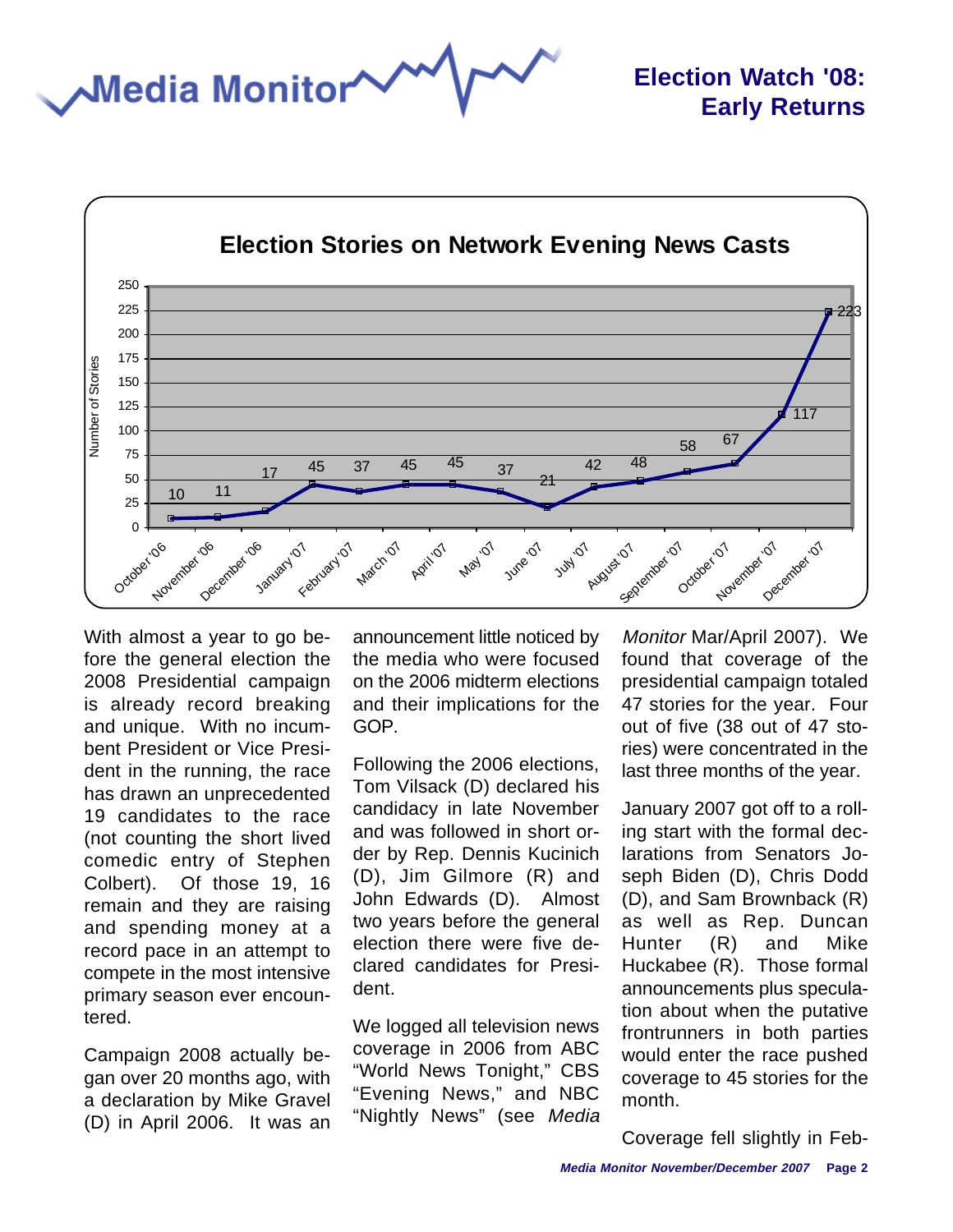# Election Watch '08: Early Returns

## Election Stories on Network Evening News Casts

| Month | Number of Stories |
|---|---|
| October '06 | 10 |
| November '06 | 11 |
| December '06 | 17 |
| January '07 | 45 |
| February '07 | 37 |
| March '07 | 45 |
| April '07 | 45 |
| May '07 | 37 |
| June '07 | 21 |
| July '07 | 42 |
| August '07 | 48 |
| September '07 | 58 |
| October '07 | 67 |
| November '07 | 117 |
| December '07 | 223 |

With almost a year to go before the general election the 2008 Presidential campaign is already record breaking and unique. With no incumbent President or Vice President in the running, the race has drawn an unprecedented 19 candidates to the race (not counting the short lived comedic entry of Stephen Colbert). Of those 19, 16 remain and they are raising and spending money at a record pace in an attempt to compete in the most intensive primary season ever encountered.

Campaign 2008 actually began over 20 months ago, with a declaration by Mike Gravel (D) in April 2006. It was an announcement little noticed by the media who were focused on the 2006 midterm elections and their implications for the GOP.

Following the 2006 elections, Tom Vilsack (D) declared his candidacy in late November and was followed in short order by Rep. Dennis Kucinich (D), Jim Gilmore (R) and John Edwards (D). Almost two years before the general election there were five declared candidates for President.

We logged all television news coverage in 2006 from ABC "World News Tonight," CBS "Evening News," and NBC "Nightly News" (see *Media Monitor* Mar/April 2007). We found that coverage of the presidential campaign totaled 47 stories for the year. Four out of five (38 out of 47 stories) were concentrated in the last three months of the year.

January 2007 got off to a rolling start with the formal declarations from Senators Joseph Biden (D), Chris Dodd (D), and Sam Brownback (R) as well as Rep. Duncan Hunter (R) and Mike Huckabee (R). Those formal announcements plus speculation about when the putative frontrunners in both parties would enter the race pushed coverage to 45 stories for the month.

Coverage fell slightly in Feb-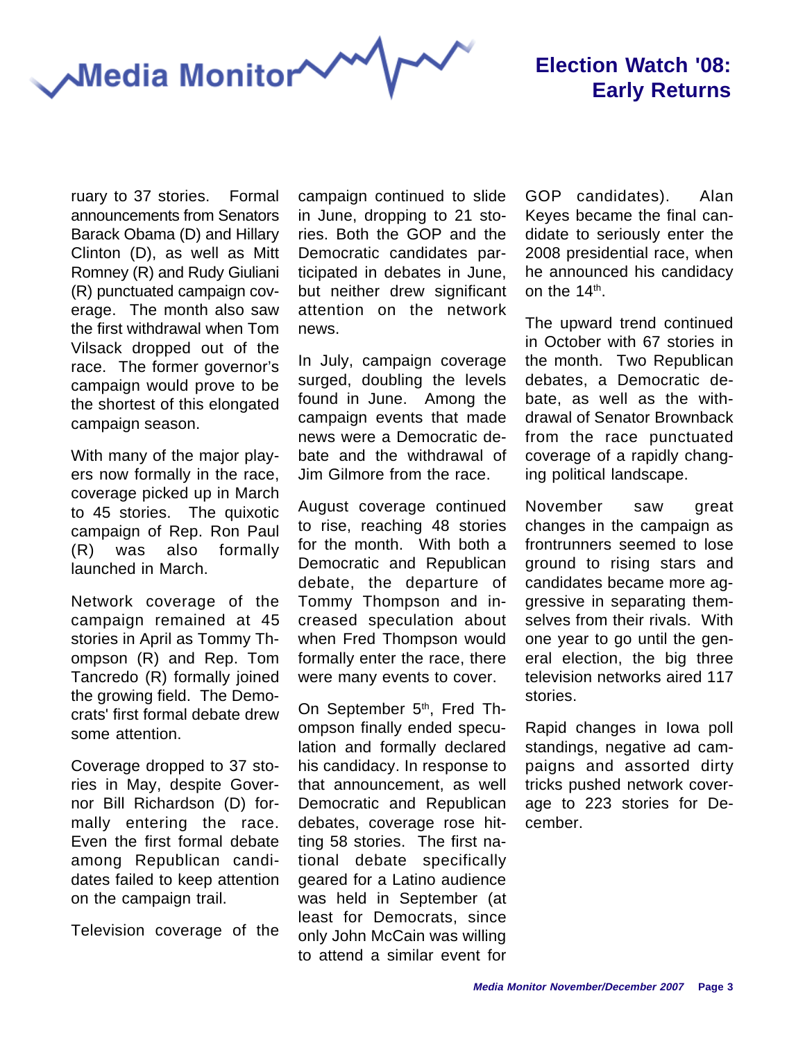ruary to 37 stories. Formal announcements from Senators Barack Obama (D) and Hillary Clinton (D), as well as Mitt Romney (R) and Rudy Giuliani (R) punctuated campaign coverage. The month also saw the first withdrawal when Tom Vilsack dropped out of the race. The former governor's campaign would prove to be the shortest of this elongated campaign season.

With many of the major players now formally in the race, coverage picked up in March to 45 stories. The quixotic campaign of Rep. Ron Paul (R) was also formally launched in March.

Network coverage of the campaign remained at 45 stories in April as Tommy Thompson (R) and Rep. Tom Tancredo (R) formally joined the growing field. The Democrats' first formal debate drew some attention.

Coverage dropped to 37 stories in May, despite Governor Bill Richardson (D) formally entering the race. Even the first formal debate among Republican candidates failed to keep attention on the campaign trail.

Television coverage of the campaign continued to slide in June, dropping to 21 stories. Both the GOP and the Democratic candidates participated in debates in June, but neither drew significant attention on the network news.

In July, campaign coverage surged, doubling the levels found in June. Among the campaign events that made news were a Democratic debate and the withdrawal of Jim Gilmore from the race.

August coverage continued to rise, reaching 48 stories for the month. With both a Democratic and Republican debate, the departure of Tommy Thompson and increased speculation about when Fred Thompson would formally enter the race, there were many events to cover.

On September 5th, Fred Thompson finally ended speculation and formally declared his candidacy. In response to that announcement, as well Democratic and Republican debates, coverage rose hitting 58 stories. The first national debate specifically geared for a Latino audience was held in September (at least for Democrats, since only John McCain was willing to attend a similar event for GOP candidates). Alan Keyes became the final candidate to seriously enter the 2008 presidential race, when he announced his candidacy on the 14th.

The upward trend continued in October with 67 stories in the month. Two Republican debates, a Democratic debate, as well as the withdrawal of Senator Brownback from the race punctuated coverage of a rapidly changing political landscape.

November saw great changes in the campaign as frontrunners seemed to lose ground to rising stars and candidates became more aggressive in separating themselves from their rivals. With one year to go until the general election, the big three television networks aired 117 stories.

Rapid changes in Iowa poll standings, negative ad campaigns and assorted dirty tricks pushed network coverage to 223 stories for December.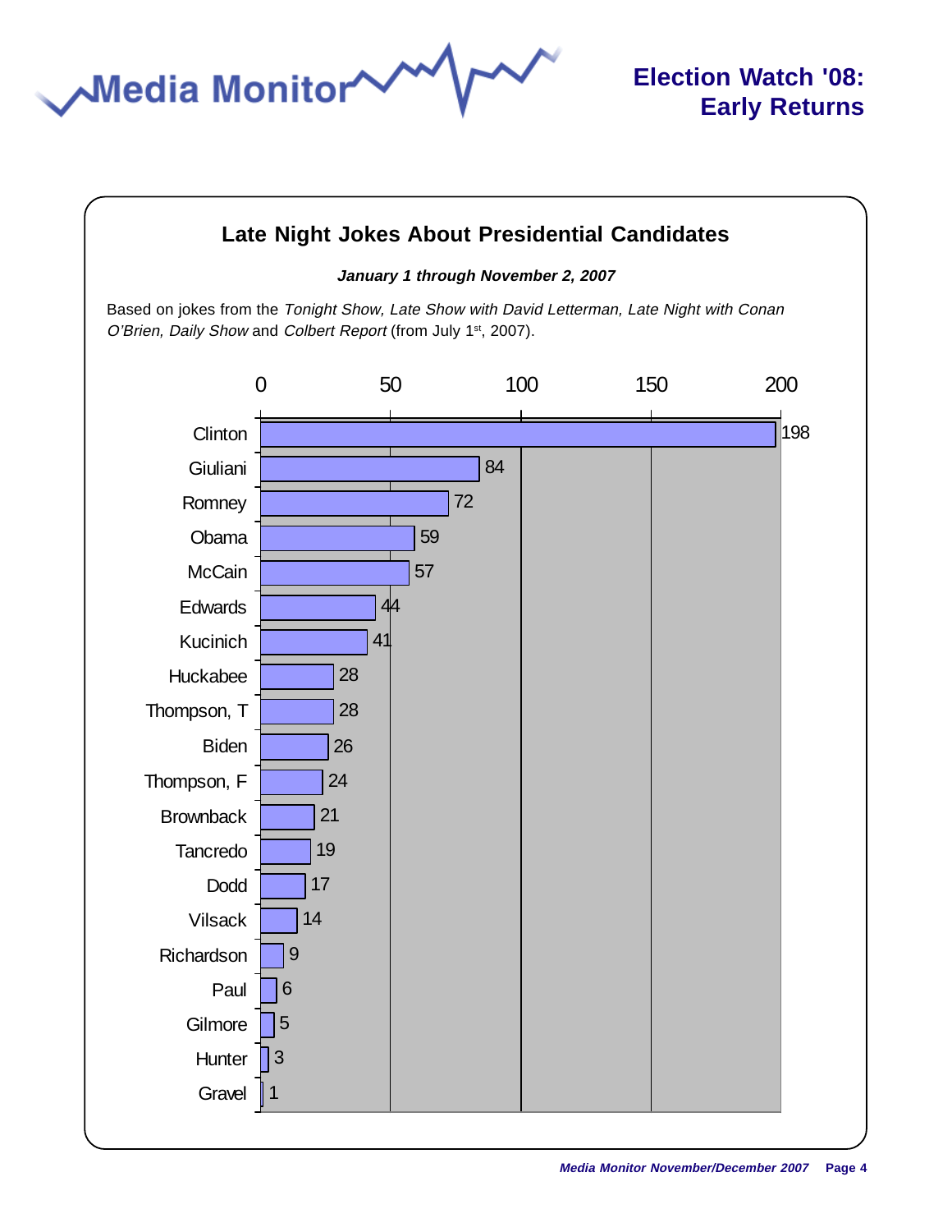## Late Night Jokes About Presidential Candidates

***January 1 through November 2, 2007***

Based on jokes from the *Tonight Show, Late Show with David Letterman, Late Night with Conan O'Brien, Daily Show* and *Colbert Report* (from July 1st, 2007).

| Candidate | Jokes |
|---|---|
| Clinton | 198 |
| Giuliani | 84 |
| Romney | 72 |
| Obama | 59 |
| McCain | 57 |
| Edwards | 44 |
| Kucinich | 41 |
| Huckabee | 28 |
| Thompson, T | 28 |
| Biden | 26 |
| Thompson, F | 24 |
| Brownback | 21 |
| Tancredo | 19 |
| Dodd | 17 |
| Vilsack | 14 |
| Richardson | 9 |
| Paul | 6 |
| Gilmore | 5 |
| Hunter | 3 |
| Gravel | 1 |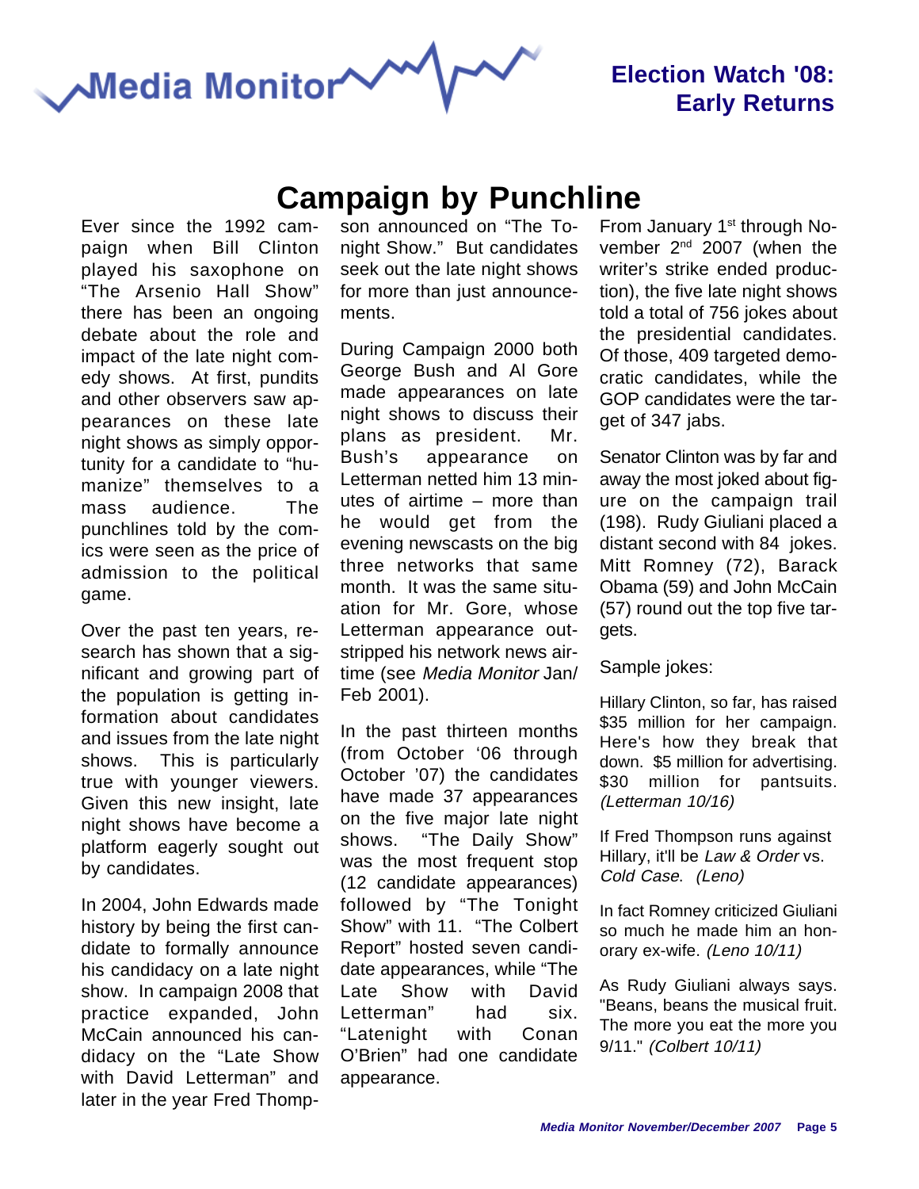# Campaign by Punchline

Ever since the 1992 campaign when Bill Clinton played his saxophone on "The Arsenio Hall Show" there has been an ongoing debate about the role and impact of the late night comedy shows. At first, pundits and other observers saw appearances on these late night shows as simply opportunity for a candidate to "humanize" themselves to a mass audience. The punchlines told by the comics were seen as the price of admission to the political game.

Over the past ten years, research has shown that a significant and growing part of the population is getting information about candidates and issues from the late night shows. This is particularly true with younger viewers. Given this new insight, late night shows have become a platform eagerly sought out by candidates.

In 2004, John Edwards made history by being the first candidate to formally announce his candidacy on a late night show. In campaign 2008 that practice expanded, John McCain announced his candidacy on the "Late Show with David Letterman" and later in the year Fred Thompson announced on "The Tonight Show." But candidates seek out the late night shows for more than just announcements.

During Campaign 2000 both George Bush and Al Gore made appearances on late night shows to discuss their plans as president. Mr. Bush's appearance on Letterman netted him 13 minutes of airtime – more than he would get from the evening newscasts on the big three networks that same month. It was the same situation for Mr. Gore, whose Letterman appearance outstripped his network news airtime (see *Media Monitor* Jan/Feb 2001).

In the past thirteen months (from October '06 through October '07) the candidates have made 37 appearances on the five major late night shows. "The Daily Show" was the most frequent stop (12 candidate appearances) followed by "The Tonight Show" with 11. "The Colbert Report" hosted seven candidate appearances, while "The Late Show with David Letterman" had six. "Latenight with Conan O'Brien" had one candidate appearance.

From January 1st through November 2nd 2007 (when the writer's strike ended production), the five late night shows told a total of 756 jokes about the presidential candidates. Of those, 409 targeted democratic candidates, while the GOP candidates were the target of 347 jabs.

Senator Clinton was by far and away the most joked about figure on the campaign trail (198). Rudy Giuliani placed a distant second with 84 jokes. Mitt Romney (72), Barack Obama (59) and John McCain (57) round out the top five targets.

Sample jokes:

Hillary Clinton, so far, has raised $35 million for her campaign. Here's how they break that down. $5 million for advertising. $30 million for pantsuits. *(Letterman 10/16)*

If Fred Thompson runs against Hillary, it'll be *Law & Order* vs. *Cold Case*. *(Leno)*

In fact Romney criticized Giuliani so much he made him an honorary ex-wife. *(Leno 10/11)*

As Rudy Giuliani always says. "Beans, beans the musical fruit. The more you eat the more you 9/11." *(Colbert 10/11)*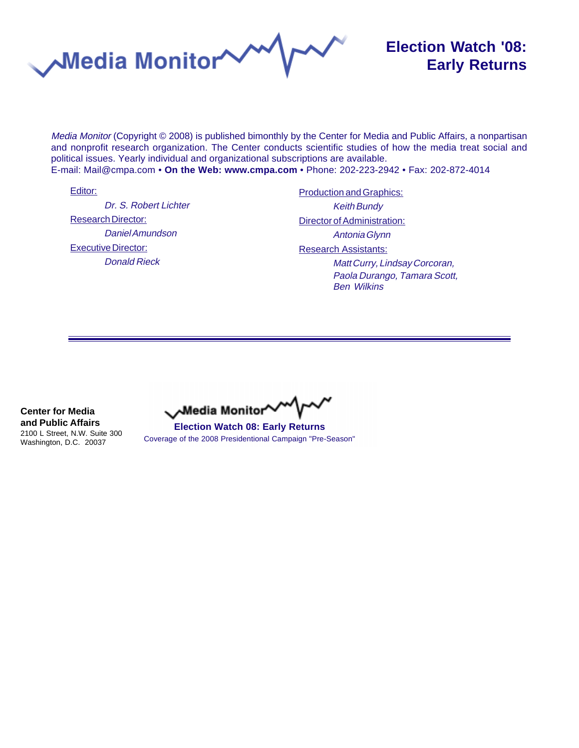# Media Monitor

## Election Watch '08: Early Returns

*Media Monitor* (Copyright © 2008) is published bimonthly by the Center for Media and Public Affairs, a nonpartisan and nonprofit research organization. The Center conducts scientific studies of how the media treat social and political issues. Yearly individual and organizational subscriptions are available.
E-mail: Mail@cmpa.com • **On the Web: www.cmpa.com** • Phone: 202-223-2942 • Fax: 202-872-4014

Editor:
*Dr. S. Robert Lichter*

Research Director:
*Daniel Amundson*

Executive Director:
*Donald Rieck*

Production and Graphics:
*Keith Bundy*

Director of Administration:
*Antonia Glynn*

Research Assistants:
*Matt Curry, Lindsay Corcoran, Paola Durango, Tamara Scott, Ben Wilkins*

---

**Center for Media and Public Affairs**
2100 L Street, N.W. Suite 300
Washington, D.C. 20037

Media Monitor

**Election Watch 08: Early Returns**
Coverage of the 2008 Presidentional Campaign "Pre-Season"